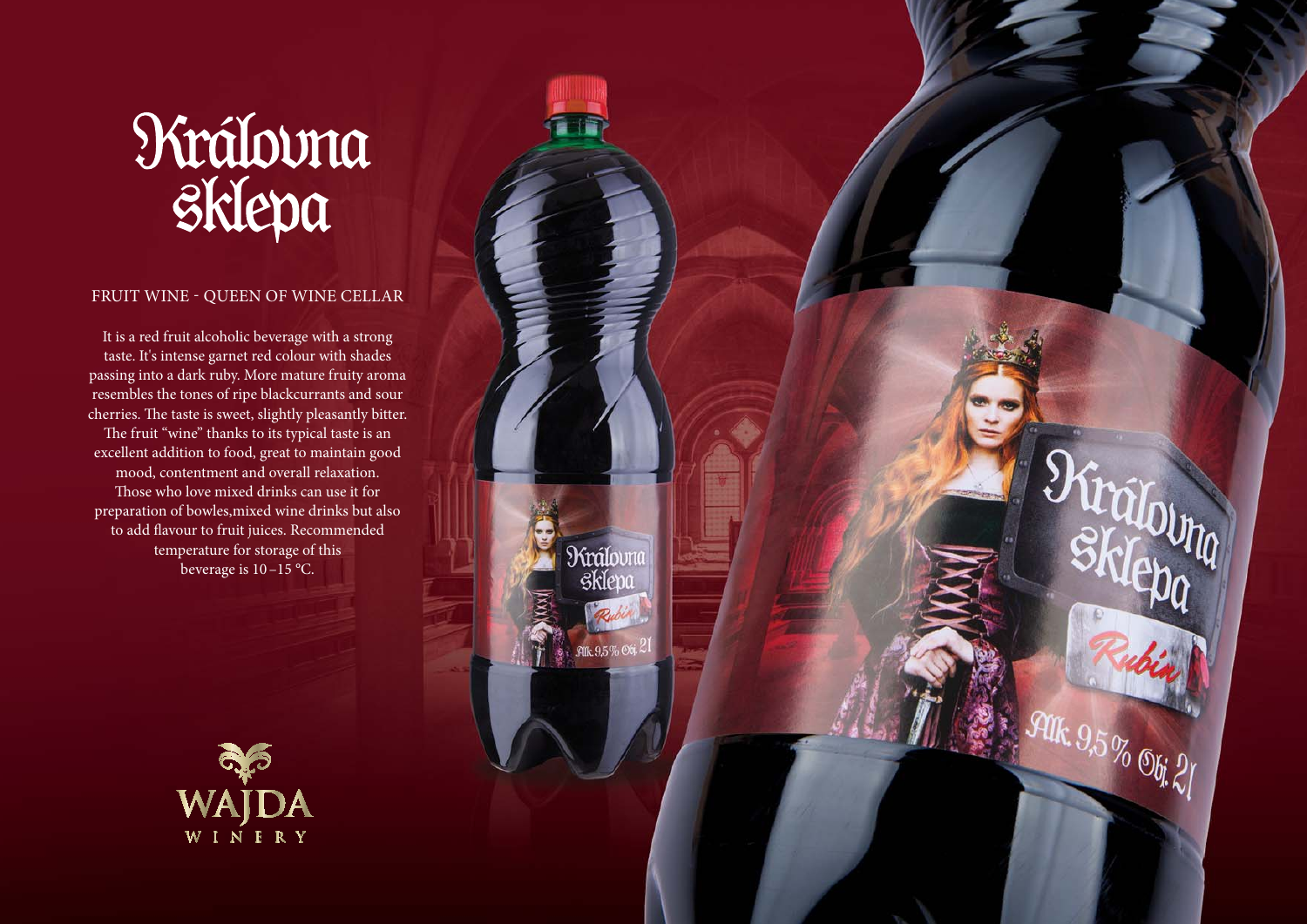# Královna sklepa

## FRUIT WINE - QUEEN OF WINE CELLAR

It is a red fruit alcoholic beverage with a strong taste. It's intense garnet red colour with shades passing into a dark ruby. More mature fruity aroma resembles the tones of ripe blackcurrants and sour cherries. The taste is sweet, slightly pleasantly bitter. The fruit "wine" thanks to its typical taste is an excellent addition to food, great to maintain good mood, contentment and overall relaxation. Those who love mixed drinks can use it for preparation of bowles,mixed wine drinks but also to add flavour to fruit juices. Recommended temperature for storage of this beverage is 10–15 °C.

WAJDA WINERY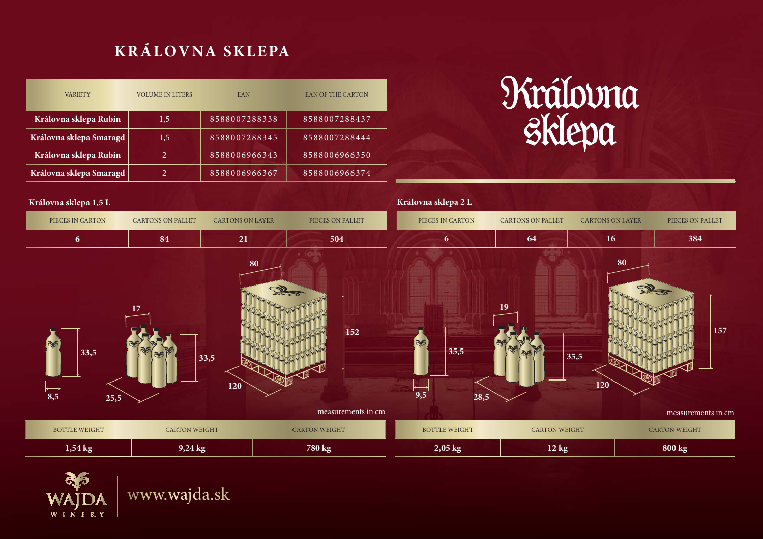# KRÁLOVNA SKLEPA

| VARIETY | VOLUME IN LITERS | EAN | EAN OF THE CARTON |
|---|---|---|---|
| **Královna sklepa Rubín** | 1,5 | 8588007288338 | 8588007288437 |
| **Královna sklepa Smaragd** | 1,5 | 8588007288345 | 8588007288444 |
| **Královna sklepa Rubín** | 2 | 8588006966343 | 8588006966350 |
| **Královna sklepa Smaragd** | 2 | 8588006966367 | 8588006966374 |

Královna sklepa

## Královna sklepa 1,5 L

| PIECES IN CARTON | CARTONS ON PALLET | CARTONS ON LAYER | PIECES ON PALLET |
|---|---|---|---|
| **6** | **84** | **21** | **504** |

33,5
8,5
17
33,5
25,5
80
152
120

measurements in cm

| BOTTLE WEIGHT | CARTON WEIGHT | CARTON WEIGHT |
|---|---|---|
| **1,54 kg** | **9,24 kg** | **780 kg** |

## Královna sklepa 2 L

| PIECES IN CARTON | CARTONS ON PALLET | CARTONS ON LAYER | PIECES ON PALLET |
|---|---|---|---|
| **6** | **64** | **16** | **384** |

35,5
9,5
19
35,5
28,5
80
157
120

measurements in cm

| BOTTLE WEIGHT | CARTON WEIGHT | CARTON WEIGHT |
|---|---|---|
| **2,05 kg** | **12 kg** | **800 kg** |

WAJDA WINERY | www.wajda.sk